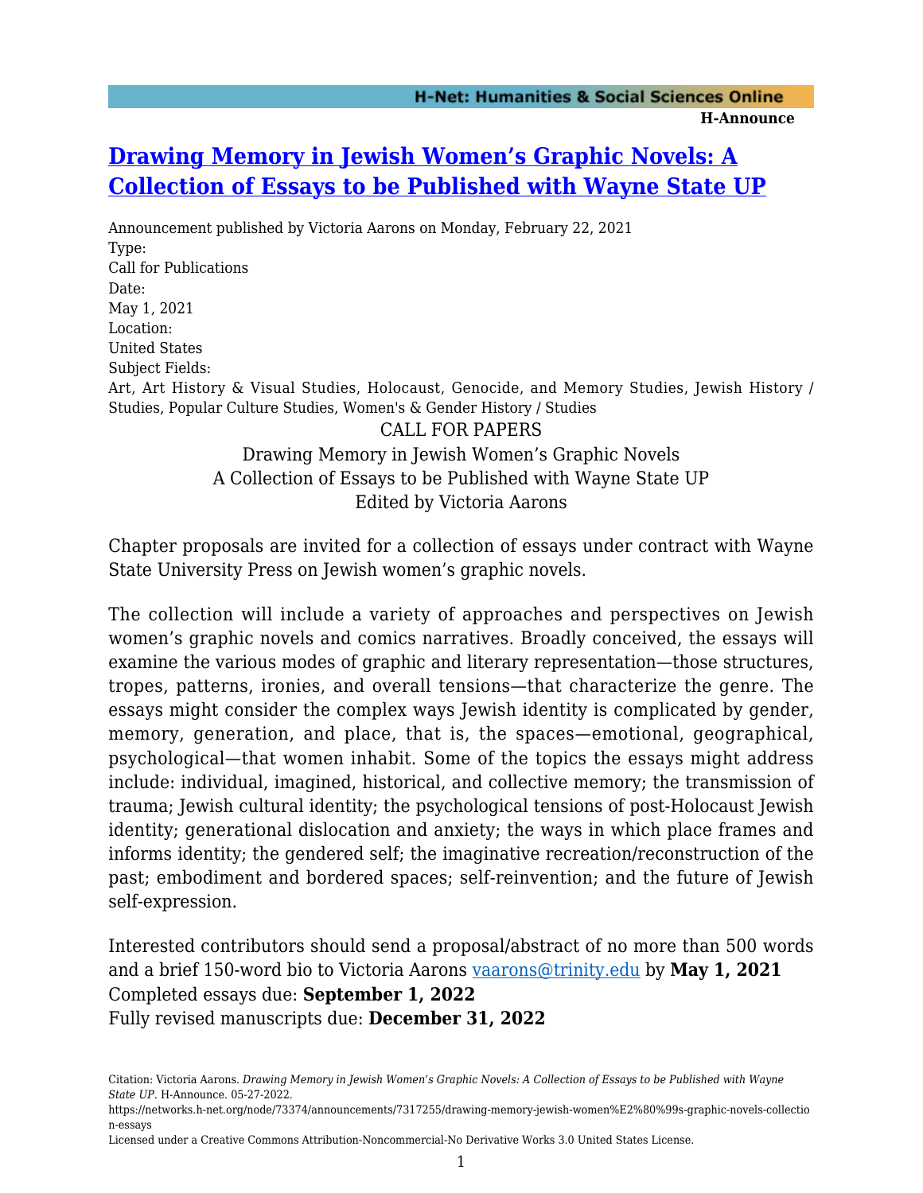# [Drawing Memory in Jewish Women's Graphic Novels: A Collection of Essays to be Published with Wayne State UP](https://networks.h-net.org/node/73374/announcements/7317255/drawing-memory-jewish-women%E2%80%99s-graphic-novels-collection-essays)

Announcement published by Victoria Aarons on Monday, February 22, 2021

Type:
Call for Publications

Date:
May 1, 2021

Location:
United States

Subject Fields:
Art, Art History & Visual Studies, Holocaust, Genocide, and Memory Studies, Jewish History / Studies, Popular Culture Studies, Women's & Gender History / Studies

CALL FOR PAPERS

Drawing Memory in Jewish Women's Graphic Novels

A Collection of Essays to be Published with Wayne State UP

Edited by Victoria Aarons

Chapter proposals are invited for a collection of essays under contract with Wayne State University Press on Jewish women's graphic novels.

The collection will include a variety of approaches and perspectives on Jewish women's graphic novels and comics narratives. Broadly conceived, the essays will examine the various modes of graphic and literary representation—those structures, tropes, patterns, ironies, and overall tensions—that characterize the genre. The essays might consider the complex ways Jewish identity is complicated by gender, memory, generation, and place, that is, the spaces—emotional, geographical, psychological—that women inhabit. Some of the topics the essays might address include: individual, imagined, historical, and collective memory; the transmission of trauma; Jewish cultural identity; the psychological tensions of post-Holocaust Jewish identity; generational dislocation and anxiety; the ways in which place frames and informs identity; the gendered self; the imaginative recreation/reconstruction of the past; embodiment and bordered spaces; self-reinvention; and the future of Jewish self-expression.

Interested contributors should send a proposal/abstract of no more than 500 words and a brief 150-word bio to Victoria Aarons [vaarons@trinity.edu](mailto:vaarons@trinity.edu) by **May 1, 2021**

Completed essays due: **September 1, 2022**

Fully revised manuscripts due: **December 31, 2022**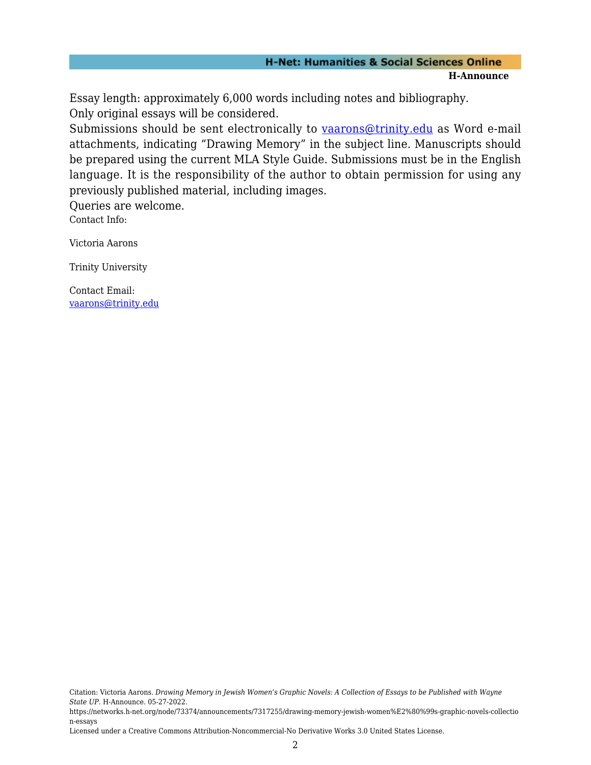Essay length: approximately 6,000 words including notes and bibliography.
Only original essays will be considered.
Submissions should be sent electronically to vaarons@trinity.edu as Word e-mail attachments, indicating "Drawing Memory" in the subject line. Manuscripts should be prepared using the current MLA Style Guide. Submissions must be in the English language. It is the responsibility of the author to obtain permission for using any previously published material, including images.
Queries are welcome.

Contact Info:

Victoria Aarons

Trinity University

Contact Email:
vaarons@trinity.edu